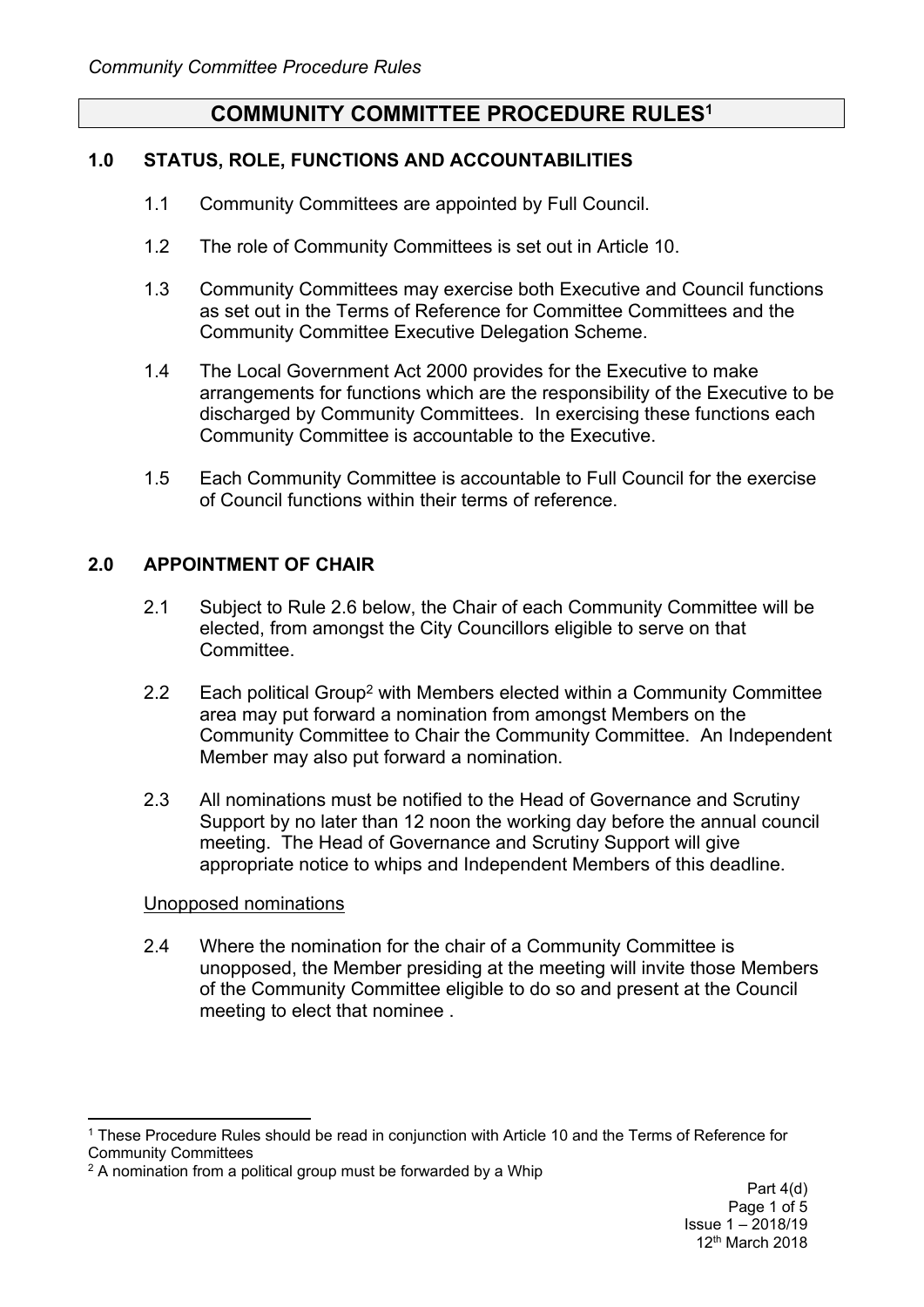# COMMUNITY COMMITTEE PROCEDURE RULES[1]

## 1.0 STATUS, ROLE, FUNCTIONS AND ACCOUNTABILITIES

1.1 Community Committees are appointed by Full Council.

1.2 The role of Community Committees is set out in Article 10.

1.3 Community Committees may exercise both Executive and Council functions as set out in the Terms of Reference for Committee Committees and the Community Committee Executive Delegation Scheme.

1.4 The Local Government Act 2000 provides for the Executive to make arrangements for functions which are the responsibility of the Executive to be discharged by Community Committees. In exercising these functions each Community Committee is accountable to the Executive.

1.5 Each Community Committee is accountable to Full Council for the exercise of Council functions within their terms of reference.

## 2.0 APPOINTMENT OF CHAIR

2.1 Subject to Rule 2.6 below, the Chair of each Community Committee will be elected, from amongst the City Councillors eligible to serve on that Committee.

2.2 Each political Group[2] with Members elected within a Community Committee area may put forward a nomination from amongst Members on the Community Committee to Chair the Community Committee. An Independent Member may also put forward a nomination.

2.3 All nominations must be notified to the Head of Governance and Scrutiny Support by no later than 12 noon the working day before the annual council meeting. The Head of Governance and Scrutiny Support will give appropriate notice to whips and Independent Members of this deadline.

<u>Unopposed nominations</u>

2.4 Where the nomination for the chair of a Community Committee is unopposed, the Member presiding at the meeting will invite those Members of the Community Committee eligible to do so and present at the Council meeting to elect that nominee .

---

[1] These Procedure Rules should be read in conjunction with Article 10 and the Terms of Reference for Community Committees

[2] A nomination from a political group must be forwarded by a Whip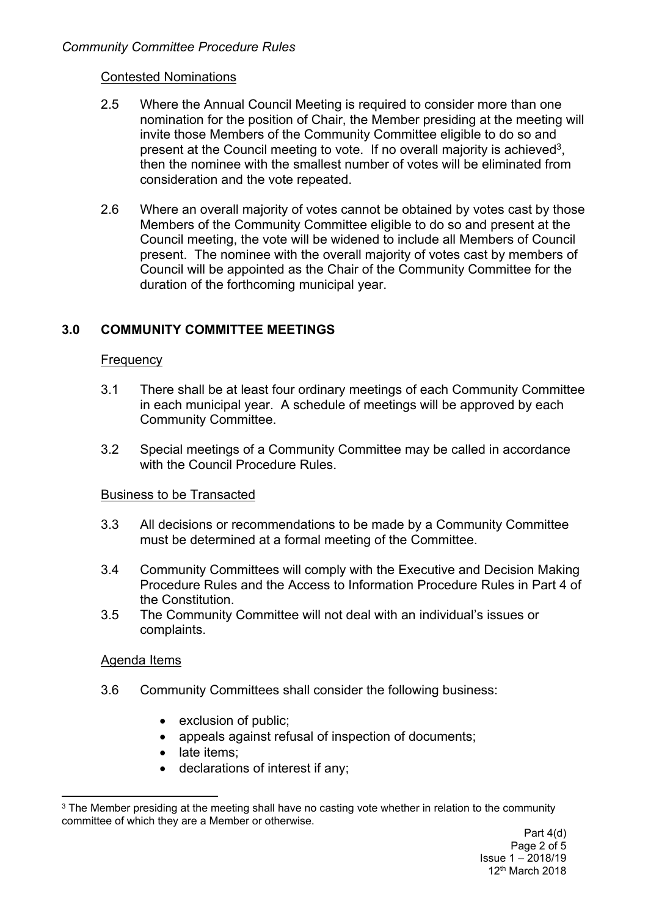Contested Nominations

2.5 Where the Annual Council Meeting is required to consider more than one nomination for the position of Chair, the Member presiding at the meeting will invite those Members of the Community Committee eligible to do so and present at the Council meeting to vote. If no overall majority is achieved[3], then the nominee with the smallest number of votes will be eliminated from consideration and the vote repeated.

2.6 Where an overall majority of votes cannot be obtained by votes cast by those Members of the Community Committee eligible to do so and present at the Council meeting, the vote will be widened to include all Members of Council present. The nominee with the overall majority of votes cast by members of Council will be appointed as the Chair of the Community Committee for the duration of the forthcoming municipal year.

## 3.0 COMMUNITY COMMITTEE MEETINGS

Frequency

3.1 There shall be at least four ordinary meetings of each Community Committee in each municipal year. A schedule of meetings will be approved by each Community Committee.

3.2 Special meetings of a Community Committee may be called in accordance with the Council Procedure Rules.

Business to be Transacted

3.3 All decisions or recommendations to be made by a Community Committee must be determined at a formal meeting of the Committee.

3.4 Community Committees will comply with the Executive and Decision Making Procedure Rules and the Access to Information Procedure Rules in Part 4 of the Constitution.

3.5 The Community Committee will not deal with an individual's issues or complaints.

Agenda Items

3.6 Community Committees shall consider the following business:

- exclusion of public;
- appeals against refusal of inspection of documents;
- late items;
- declarations of interest if any;

[3] The Member presiding at the meeting shall have no casting vote whether in relation to the community committee of which they are a Member or otherwise.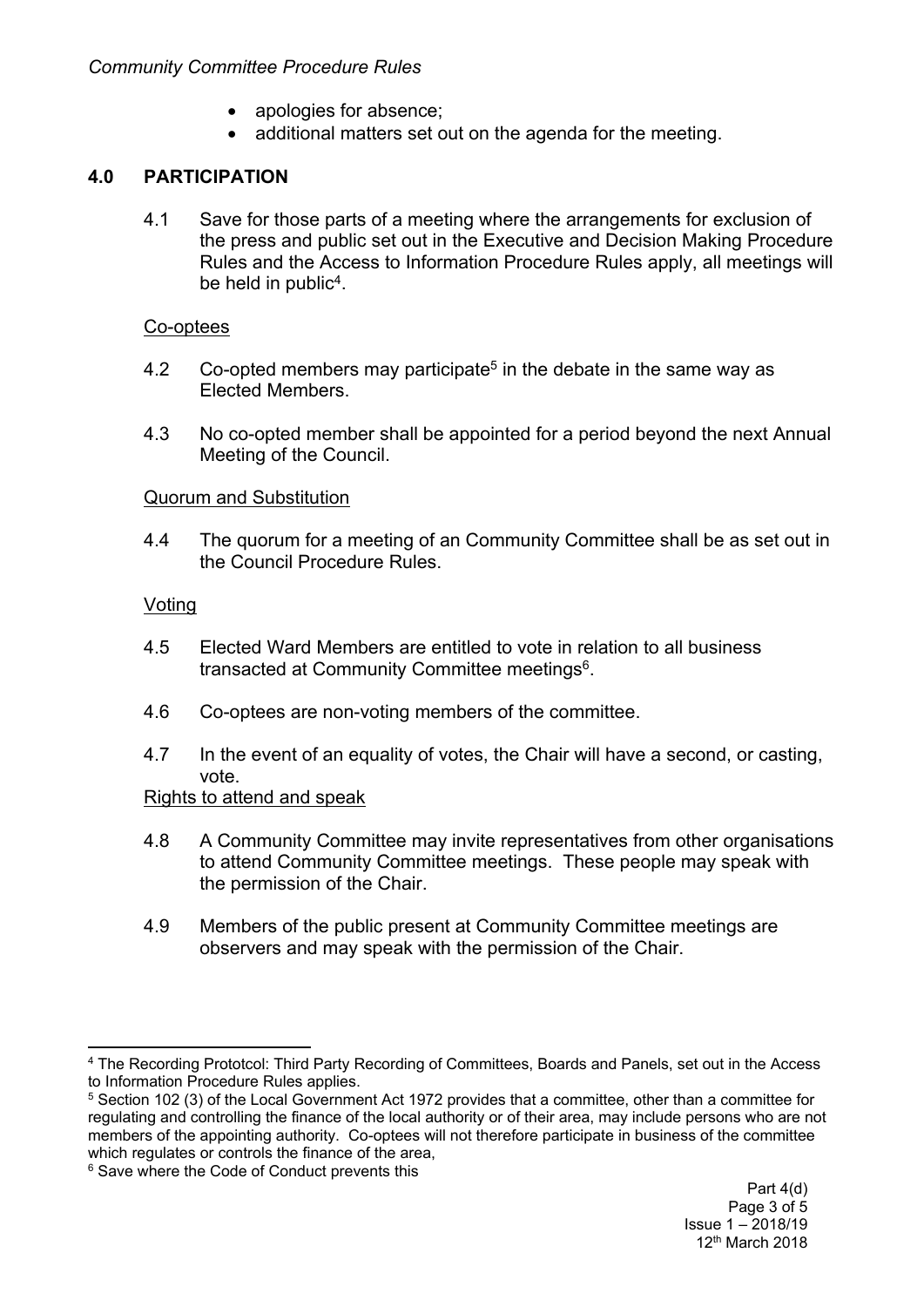- apologies for absence;
- additional matters set out on the agenda for the meeting.

## 4.0 PARTICIPATION

4.1 Save for those parts of a meeting where the arrangements for exclusion of the press and public set out in the Executive and Decision Making Procedure Rules and the Access to Information Procedure Rules apply, all meetings will be held in public[4].

Co-optees

4.2 Co-opted members may participate[5] in the debate in the same way as Elected Members.

4.3 No co-opted member shall be appointed for a period beyond the next Annual Meeting of the Council.

Quorum and Substitution

4.4 The quorum for a meeting of an Community Committee shall be as set out in the Council Procedure Rules.

Voting

4.5 Elected Ward Members are entitled to vote in relation to all business transacted at Community Committee meetings[6].

4.6 Co-optees are non-voting members of the committee.

4.7 In the event of an equality of votes, the Chair will have a second, or casting, vote.

Rights to attend and speak

4.8 A Community Committee may invite representatives from other organisations to attend Community Committee meetings. These people may speak with the permission of the Chair.

4.9 Members of the public present at Community Committee meetings are observers and may speak with the permission of the Chair.

---

[4] The Recording Prototcol: Third Party Recording of Committees, Boards and Panels, set out in the Access to Information Procedure Rules applies.

[5] Section 102 (3) of the Local Government Act 1972 provides that a committee, other than a committee for regulating and controlling the finance of the local authority or of their area, may include persons who are not members of the appointing authority. Co-optees will not therefore participate in business of the committee which regulates or controls the finance of the area,

[6] Save where the Code of Conduct prevents this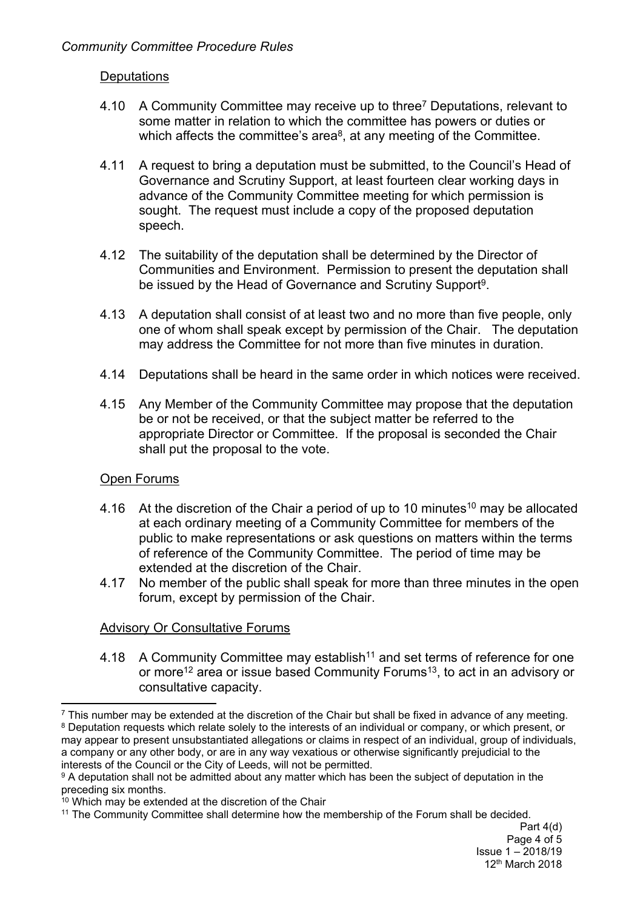## Deputations

4.10 A Community Committee may receive up to three[7] Deputations, relevant to some matter in relation to which the committee has powers or duties or which affects the committee's area[8], at any meeting of the Committee.

4.11 A request to bring a deputation must be submitted, to the Council's Head of Governance and Scrutiny Support, at least fourteen clear working days in advance of the Community Committee meeting for which permission is sought. The request must include a copy of the proposed deputation speech.

4.12 The suitability of the deputation shall be determined by the Director of Communities and Environment. Permission to present the deputation shall be issued by the Head of Governance and Scrutiny Support[9].

4.13 A deputation shall consist of at least two and no more than five people, only one of whom shall speak except by permission of the Chair. The deputation may address the Committee for not more than five minutes in duration.

4.14 Deputations shall be heard in the same order in which notices were received.

4.15 Any Member of the Community Committee may propose that the deputation be or not be received, or that the subject matter be referred to the appropriate Director or Committee. If the proposal is seconded the Chair shall put the proposal to the vote.

## Open Forums

4.16 At the discretion of the Chair a period of up to 10 minutes[10] may be allocated at each ordinary meeting of a Community Committee for members of the public to make representations or ask questions on matters within the terms of reference of the Community Committee. The period of time may be extended at the discretion of the Chair.

4.17 No member of the public shall speak for more than three minutes in the open forum, except by permission of the Chair.

## Advisory Or Consultative Forums

4.18 A Community Committee may establish[11] and set terms of reference for one or more[12] area or issue based Community Forums[13], to act in an advisory or consultative capacity.

---

[7] This number may be extended at the discretion of the Chair but shall be fixed in advance of any meeting.

[8] Deputation requests which relate solely to the interests of an individual or company, or which present, or may appear to present unsubstantiated allegations or claims in respect of an individual, group of individuals, a company or any other body, or are in any way vexatious or otherwise significantly prejudicial to the interests of the Council or the City of Leeds, will not be permitted.

[9] A deputation shall not be admitted about any matter which has been the subject of deputation in the preceding six months.

[10] Which may be extended at the discretion of the Chair

[11] The Community Committee shall determine how the membership of the Forum shall be decided.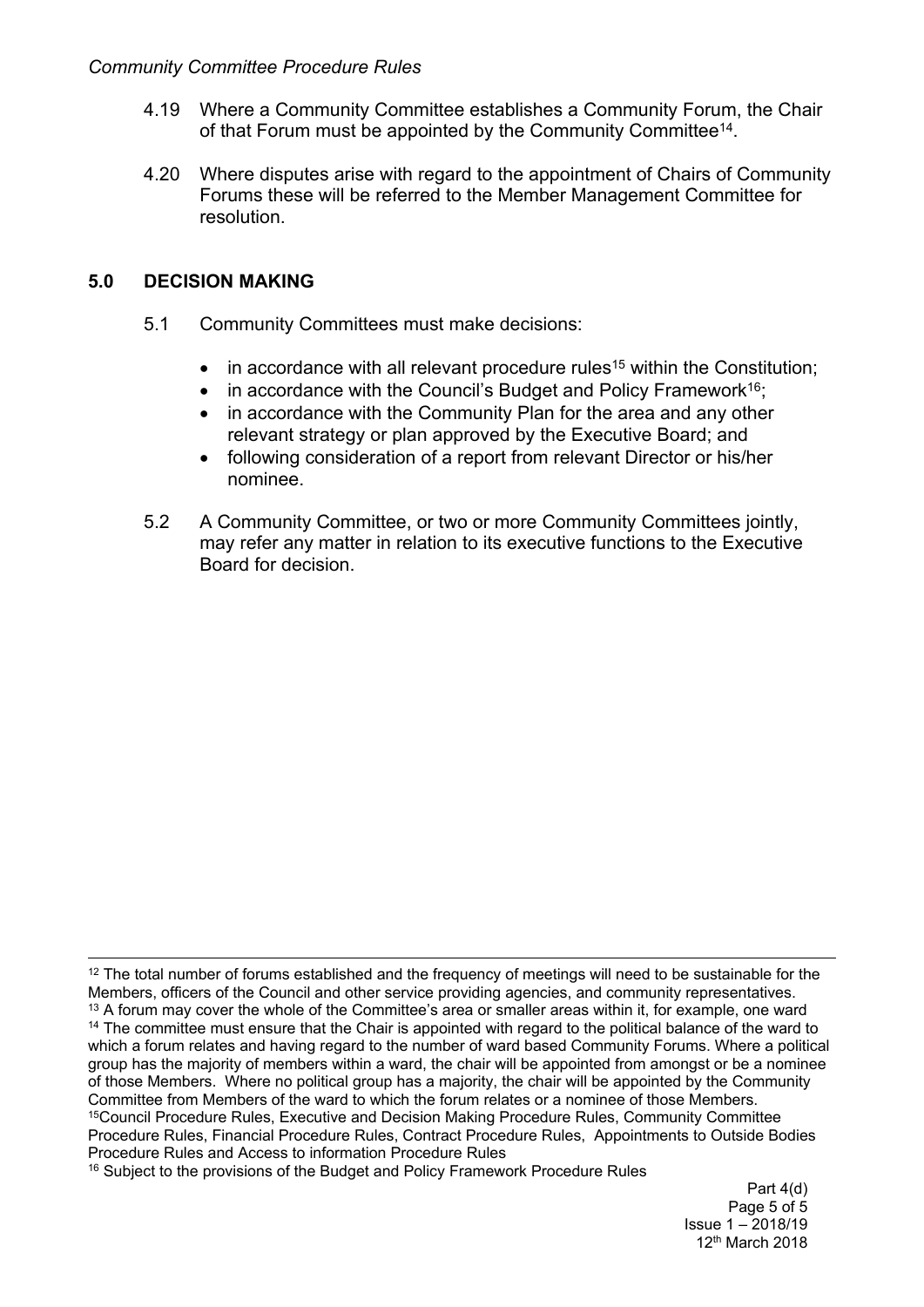4.19 Where a Community Committee establishes a Community Forum, the Chair of that Forum must be appointed by the Community Committee[14].

4.20 Where disputes arise with regard to the appointment of Chairs of Community Forums these will be referred to the Member Management Committee for resolution.

## 5.0 DECISION MAKING

5.1 Community Committees must make decisions:

- in accordance with all relevant procedure rules[15] within the Constitution;
- in accordance with the Council's Budget and Policy Framework[16];
- in accordance with the Community Plan for the area and any other relevant strategy or plan approved by the Executive Board; and
- following consideration of a report from relevant Director or his/her nominee.

5.2 A Community Committee, or two or more Community Committees jointly, may refer any matter in relation to its executive functions to the Executive Board for decision.

---

[12] The total number of forums established and the frequency of meetings will need to be sustainable for the Members, officers of the Council and other service providing agencies, and community representatives.

[13] A forum may cover the whole of the Committee's area or smaller areas within it, for example, one ward

[14] The committee must ensure that the Chair is appointed with regard to the political balance of the ward to which a forum relates and having regard to the number of ward based Community Forums. Where a political group has the majority of members within a ward, the chair will be appointed from amongst or be a nominee of those Members. Where no political group has a majority, the chair will be appointed by the Community Committee from Members of the ward to which the forum relates or a nominee of those Members.

[15] Council Procedure Rules, Executive and Decision Making Procedure Rules, Community Committee Procedure Rules, Financial Procedure Rules, Contract Procedure Rules, Appointments to Outside Bodies Procedure Rules and Access to information Procedure Rules

[16] Subject to the provisions of the Budget and Policy Framework Procedure Rules